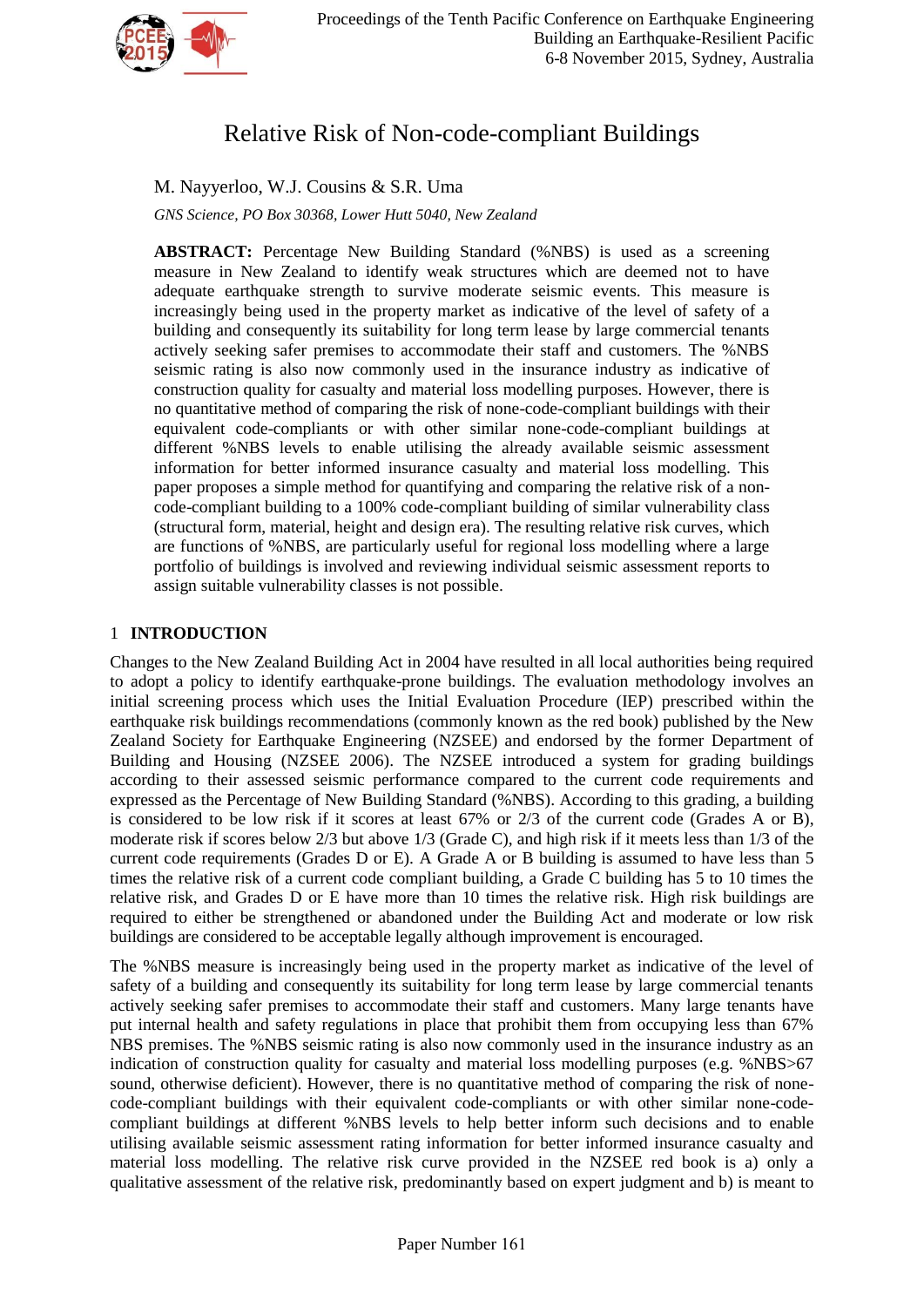# Relative Risk of Non-code-compliant Buildings

M. Nayyerloo, W.J. Cousins & S.R. Uma

*GNS Science, PO Box 30368, Lower Hutt 5040, New Zealand*

**ABSTRACT:** Percentage New Building Standard (%NBS) is used as a screening measure in New Zealand to identify weak structures which are deemed not to have adequate earthquake strength to survive moderate seismic events. This measure is increasingly being used in the property market as indicative of the level of safety of a building and consequently its suitability for long term lease by large commercial tenants actively seeking safer premises to accommodate their staff and customers. The %NBS seismic rating is also now commonly used in the insurance industry as indicative of construction quality for casualty and material loss modelling purposes. However, there is no quantitative method of comparing the risk of none-code-compliant buildings with their equivalent code-compliants or with other similar none-code-compliant buildings at different %NBS levels to enable utilising the already available seismic assessment information for better informed insurance casualty and material loss modelling. This paper proposes a simple method for quantifying and comparing the relative risk of a non-code-compliant building to a 100% code-compliant building of similar vulnerability class (structural form, material, height and design era). The resulting relative risk curves, which are functions of %NBS, are particularly useful for regional loss modelling where a large portfolio of buildings is involved and reviewing individual seismic assessment reports to assign suitable vulnerability classes is not possible.

## 1 INTRODUCTION

Changes to the New Zealand Building Act in 2004 have resulted in all local authorities being required to adopt a policy to identify earthquake-prone buildings. The evaluation methodology involves an initial screening process which uses the Initial Evaluation Procedure (IEP) prescribed within the earthquake risk buildings recommendations (commonly known as the red book) published by the New Zealand Society for Earthquake Engineering (NZSEE) and endorsed by the former Department of Building and Housing (NZSEE 2006). The NZSEE introduced a system for grading buildings according to their assessed seismic performance compared to the current code requirements and expressed as the Percentage of New Building Standard (%NBS). According to this grading, a building is considered to be low risk if it scores at least 67% or 2/3 of the current code (Grades A or B), moderate risk if scores below 2/3 but above 1/3 (Grade C), and high risk if it meets less than 1/3 of the current code requirements (Grades D or E). A Grade A or B building is assumed to have less than 5 times the relative risk of a current code compliant building, a Grade C building has 5 to 10 times the relative risk, and Grades D or E have more than 10 times the relative risk. High risk buildings are required to either be strengthened or abandoned under the Building Act and moderate or low risk buildings are considered to be acceptable legally although improvement is encouraged.

The %NBS measure is increasingly being used in the property market as indicative of the level of safety of a building and consequently its suitability for long term lease by large commercial tenants actively seeking safer premises to accommodate their staff and customers. Many large tenants have put internal health and safety regulations in place that prohibit them from occupying less than 67% NBS premises. The %NBS seismic rating is also now commonly used in the insurance industry as an indication of construction quality for casualty and material loss modelling purposes (e.g. %NBS>67 sound, otherwise deficient). However, there is no quantitative method of comparing the risk of none-code-compliant buildings with their equivalent code-compliants or with other similar none-code-compliant buildings at different %NBS levels to help better inform such decisions and to enable utilising available seismic assessment rating information for better informed insurance casualty and material loss modelling. The relative risk curve provided in the NZSEE red book is a) only a qualitative assessment of the relative risk, predominantly based on expert judgment and b) is meant to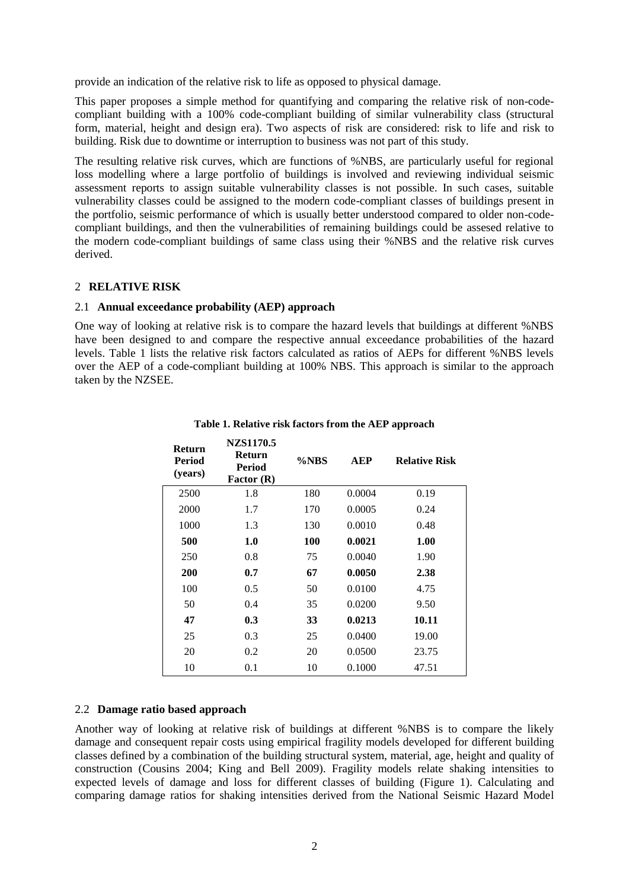provide an indication of the relative risk to life as opposed to physical damage.

This paper proposes a simple method for quantifying and comparing the relative risk of non-code-compliant building with a 100% code-compliant building of similar vulnerability class (structural form, material, height and design era). Two aspects of risk are considered: risk to life and risk to building. Risk due to downtime or interruption to business was not part of this study.

The resulting relative risk curves, which are functions of %NBS, are particularly useful for regional loss modelling where a large portfolio of buildings is involved and reviewing individual seismic assessment reports to assign suitable vulnerability classes is not possible. In such cases, suitable vulnerability classes could be assigned to the modern code-compliant classes of buildings present in the portfolio, seismic performance of which is usually better understood compared to older non-code-compliant buildings, and then the vulnerabilities of remaining buildings could be assesed relative to the modern code-compliant buildings of same class using their %NBS and the relative risk curves derived.

## 2 RELATIVE RISK

### 2.1 Annual exceedance probability (AEP) approach

One way of looking at relative risk is to compare the hazard levels that buildings at different %NBS have been designed to and compare the respective annual exceedance probabilities of the hazard levels. Table 1 lists the relative risk factors calculated as ratios of AEPs for different %NBS levels over the AEP of a code-compliant building at 100% NBS. This approach is similar to the approach taken by the NZSEE.

**Table 1. Relative risk factors from the AEP approach**

| Return Period (years) | NZS1170.5 Return Period Factor (R) | %NBS | AEP | Relative Risk |
|---|---|---|---|---|
| 2500 | 1.8 | 180 | 0.0004 | 0.19 |
| 2000 | 1.7 | 170 | 0.0005 | 0.24 |
| 1000 | 1.3 | 130 | 0.0010 | 0.48 |
| **500** | **1.0** | **100** | **0.0021** | **1.00** |
| 250 | 0.8 | 75 | 0.0040 | 1.90 |
| **200** | **0.7** | **67** | **0.0050** | **2.38** |
| 100 | 0.5 | 50 | 0.0100 | 4.75 |
| 50 | 0.4 | 35 | 0.0200 | 9.50 |
| **47** | **0.3** | **33** | **0.0213** | **10.11** |
| 25 | 0.3 | 25 | 0.0400 | 19.00 |
| 20 | 0.2 | 20 | 0.0500 | 23.75 |
| 10 | 0.1 | 10 | 0.1000 | 47.51 |

### 2.2 Damage ratio based approach

Another way of looking at relative risk of buildings at different %NBS is to compare the likely damage and consequent repair costs using empirical fragility models developed for different building classes defined by a combination of the building structural system, material, age, height and quality of construction (Cousins 2004; King and Bell 2009). Fragility models relate shaking intensities to expected levels of damage and loss for different classes of building (Figure 1). Calculating and comparing damage ratios for shaking intensities derived from the National Seismic Hazard Model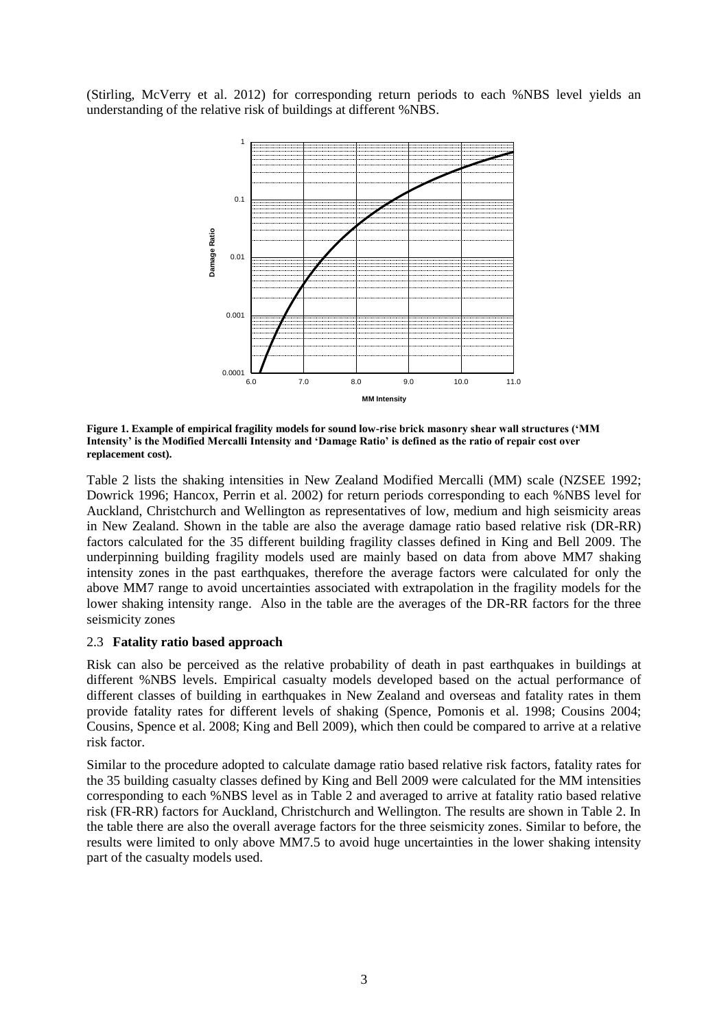(Stirling, McVerry et al. 2012) for corresponding return periods to each %NBS level yields an understanding of the relative risk of buildings at different %NBS.

**Figure 1. Example of empirical fragility models for sound low-rise brick masonry shear wall structures ('MM Intensity' is the Modified Mercalli Intensity and 'Damage Ratio' is defined as the ratio of repair cost over replacement cost).**

Table 2 lists the shaking intensities in New Zealand Modified Mercalli (MM) scale (NZSEE 1992; Dowrick 1996; Hancox, Perrin et al. 2002) for return periods corresponding to each %NBS level for Auckland, Christchurch and Wellington as representatives of low, medium and high seismicity areas in New Zealand. Shown in the table are also the average damage ratio based relative risk (DR-RR) factors calculated for the 35 different building fragility classes defined in King and Bell 2009. The underpinning building fragility models used are mainly based on data from above MM7 shaking intensity zones in the past earthquakes, therefore the average factors were calculated for only the above MM7 range to avoid uncertainties associated with extrapolation in the fragility models for the lower shaking intensity range. Also in the table are the averages of the DR-RR factors for the three seismicity zones

### 2.3 **Fatality ratio based approach**

Risk can also be perceived as the relative probability of death in past earthquakes in buildings at different %NBS levels. Empirical casualty models developed based on the actual performance of different classes of building in earthquakes in New Zealand and overseas and fatality rates in them provide fatality rates for different levels of shaking (Spence, Pomonis et al. 1998; Cousins 2004; Cousins, Spence et al. 2008; King and Bell 2009), which then could be compared to arrive at a relative risk factor.

Similar to the procedure adopted to calculate damage ratio based relative risk factors, fatality rates for the 35 building casualty classes defined by King and Bell 2009 were calculated for the MM intensities corresponding to each %NBS level as in Table 2 and averaged to arrive at fatality ratio based relative risk (FR-RR) factors for Auckland, Christchurch and Wellington. The results are shown in Table 2. In the table there are also the overall average factors for the three seismicity zones. Similar to before, the results were limited to only above MM7.5 to avoid huge uncertainties in the lower shaking intensity part of the casualty models used.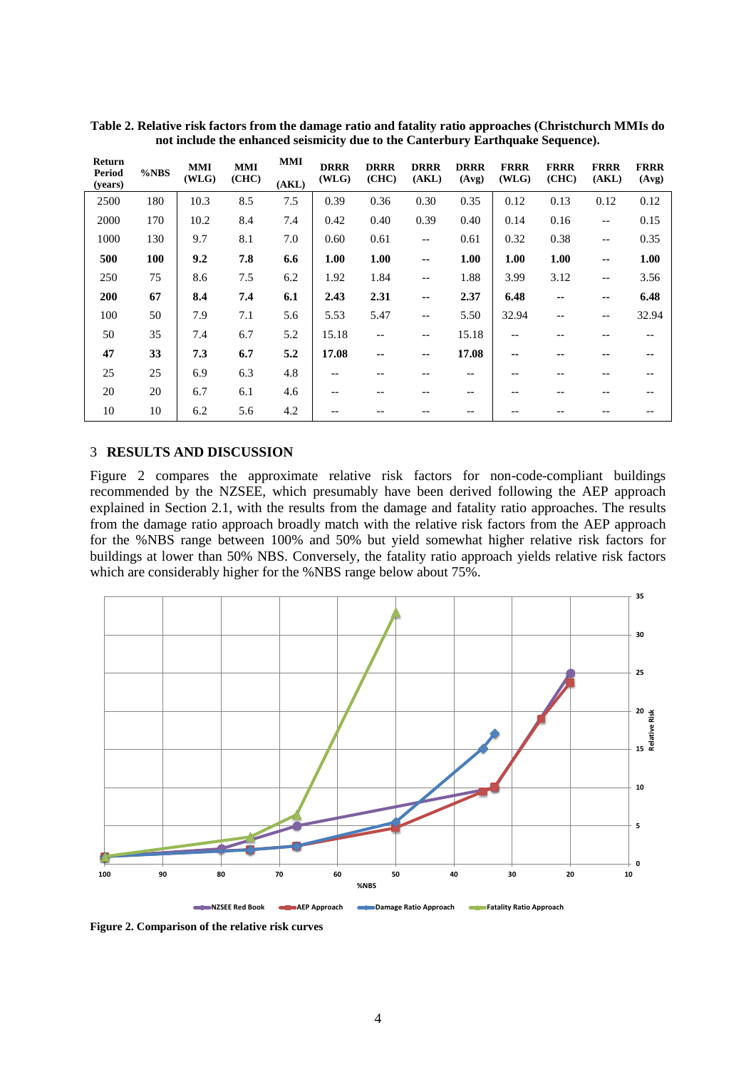**Table 2. Relative risk factors from the damage ratio and fatality ratio approaches (Christchurch MMIs do not include the enhanced seismicity due to the Canterbury Earthquake Sequence).**

| Return Period (years) | %NBS | MMI (WLG) | MMI (CHC) | MMI (AKL) | DRRR (WLG) | DRRR (CHC) | DRRR (AKL) | DRRR (Avg) | FRRR (WLG) | FRRR (CHC) | FRRR (AKL) | FRRR (Avg) |
|---|---|---|---|---|---|---|---|---|---|---|---|---|
| 2500 | 180 | 10.3 | 8.5 | 7.5 | 0.39 | 0.36 | 0.30 | 0.35 | 0.12 | 0.13 | 0.12 | 0.12 |
| 2000 | 170 | 10.2 | 8.4 | 7.4 | 0.42 | 0.40 | 0.39 | 0.40 | 0.14 | 0.16 | -- | 0.15 |
| 1000 | 130 | 9.7 | 8.1 | 7.0 | 0.60 | 0.61 | -- | 0.61 | 0.32 | 0.38 | -- | 0.35 |
| **500** | **100** | **9.2** | **7.8** | **6.6** | **1.00** | **1.00** | **--** | **1.00** | **1.00** | **1.00** | **--** | **1.00** |
| 250 | 75 | 8.6 | 7.5 | 6.2 | 1.92 | 1.84 | -- | 1.88 | 3.99 | 3.12 | -- | 3.56 |
| **200** | **67** | **8.4** | **7.4** | **6.1** | **2.43** | **2.31** | **--** | **2.37** | **6.48** | **--** | **--** | **6.48** |
| 100 | 50 | 7.9 | 7.1 | 5.6 | 5.53 | 5.47 | -- | 5.50 | 32.94 | -- | -- | 32.94 |
| 50 | 35 | 7.4 | 6.7 | 5.2 | 15.18 | -- | -- | 15.18 | -- | -- | -- | -- |
| **47** | **33** | **7.3** | **6.7** | **5.2** | **17.08** | **--** | **--** | **17.08** | **--** | **--** | **--** | **--** |
| 25 | 25 | 6.9 | 6.3 | 4.8 | -- | -- | -- | -- | -- | -- | -- | -- |
| 20 | 20 | 6.7 | 6.1 | 4.6 | -- | -- | -- | -- | -- | -- | -- | -- |
| 10 | 10 | 6.2 | 5.6 | 4.2 | -- | -- | -- | -- | -- | -- | -- | -- |

## 3 RESULTS AND DISCUSSION

Figure 2 compares the approximate relative risk factors for non-code-compliant buildings recommended by the NZSEE, which presumably have been derived following the AEP approach explained in Section 2.1, with the results from the damage and fatality ratio approaches. The results from the damage ratio approach broadly match with the relative risk factors from the AEP approach for the %NBS range between 100% and 50% but yield somewhat higher relative risk factors for buildings at lower than 50% NBS. Conversely, the fatality ratio approach yields relative risk factors which are considerably higher for the %NBS range below about 75%.

**Figure 2. Comparison of the relative risk curves**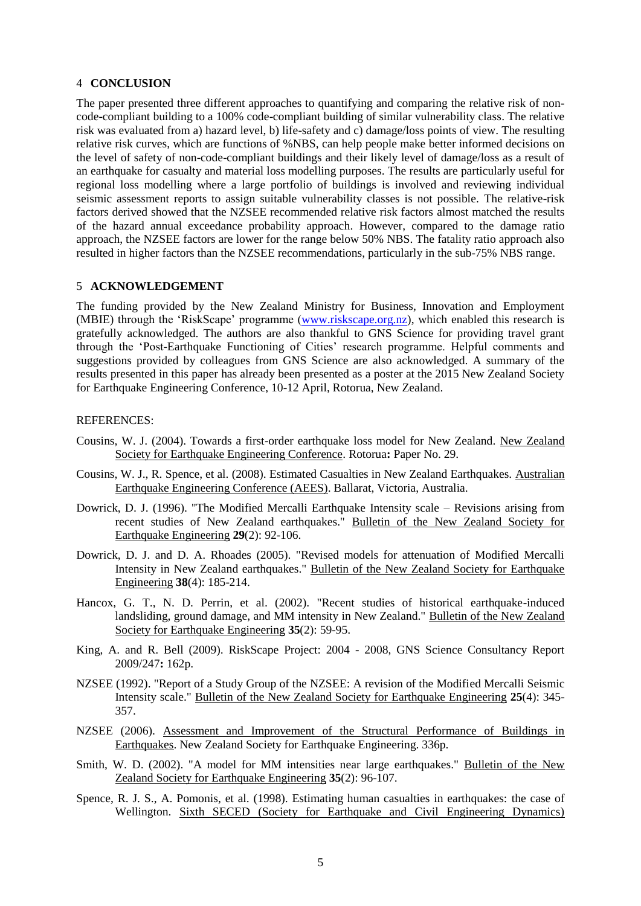## 4 CONCLUSION

The paper presented three different approaches to quantifying and comparing the relative risk of non-code-compliant building to a 100% code-compliant building of similar vulnerability class. The relative risk was evaluated from a) hazard level, b) life-safety and c) damage/loss points of view. The resulting relative risk curves, which are functions of %NBS, can help people make better informed decisions on the level of safety of non-code-compliant buildings and their likely level of damage/loss as a result of an earthquake for casualty and material loss modelling purposes. The results are particularly useful for regional loss modelling where a large portfolio of buildings is involved and reviewing individual seismic assessment reports to assign suitable vulnerability classes is not possible. The relative-risk factors derived showed that the NZSEE recommended relative risk factors almost matched the results of the hazard annual exceedance probability approach. However, compared to the damage ratio approach, the NZSEE factors are lower for the range below 50% NBS. The fatality ratio approach also resulted in higher factors than the NZSEE recommendations, particularly in the sub-75% NBS range.

## 5 ACKNOWLEDGEMENT

The funding provided by the New Zealand Ministry for Business, Innovation and Employment (MBIE) through the 'RiskScape' programme (www.riskscape.org.nz), which enabled this research is gratefully acknowledged. The authors are also thankful to GNS Science for providing travel grant through the 'Post-Earthquake Functioning of Cities' research programme. Helpful comments and suggestions provided by colleagues from GNS Science are also acknowledged. A summary of the results presented in this paper has already been presented as a poster at the 2015 New Zealand Society for Earthquake Engineering Conference, 10-12 April, Rotorua, New Zealand.

REFERENCES:

Cousins, W. J. (2004). Towards a first-order earthquake loss model for New Zealand. New Zealand Society for Earthquake Engineering Conference. Rotorua**:** Paper No. 29.

Cousins, W. J., R. Spence, et al. (2008). Estimated Casualties in New Zealand Earthquakes. Australian Earthquake Engineering Conference (AEES). Ballarat, Victoria, Australia.

Dowrick, D. J. (1996). "The Modified Mercalli Earthquake Intensity scale – Revisions arising from recent studies of New Zealand earthquakes." Bulletin of the New Zealand Society for Earthquake Engineering **29**(2): 92-106.

Dowrick, D. J. and D. A. Rhoades (2005). "Revised models for attenuation of Modified Mercalli Intensity in New Zealand earthquakes." Bulletin of the New Zealand Society for Earthquake Engineering **38**(4): 185-214.

Hancox, G. T., N. D. Perrin, et al. (2002). "Recent studies of historical earthquake-induced landsliding, ground damage, and MM intensity in New Zealand." Bulletin of the New Zealand Society for Earthquake Engineering **35**(2): 59-95.

King, A. and R. Bell (2009). RiskScape Project: 2004 - 2008, GNS Science Consultancy Report 2009/247**:** 162p.

NZSEE (1992). "Report of a Study Group of the NZSEE: A revision of the Modified Mercalli Seismic Intensity scale." Bulletin of the New Zealand Society for Earthquake Engineering **25**(4): 345-357.

NZSEE (2006). Assessment and Improvement of the Structural Performance of Buildings in Earthquakes. New Zealand Society for Earthquake Engineering. 336p.

Smith, W. D. (2002). "A model for MM intensities near large earthquakes." Bulletin of the New Zealand Society for Earthquake Engineering **35**(2): 96-107.

Spence, R. J. S., A. Pomonis, et al. (1998). Estimating human casualties in earthquakes: the case of Wellington. Sixth SECED (Society for Earthquake and Civil Engineering Dynamics)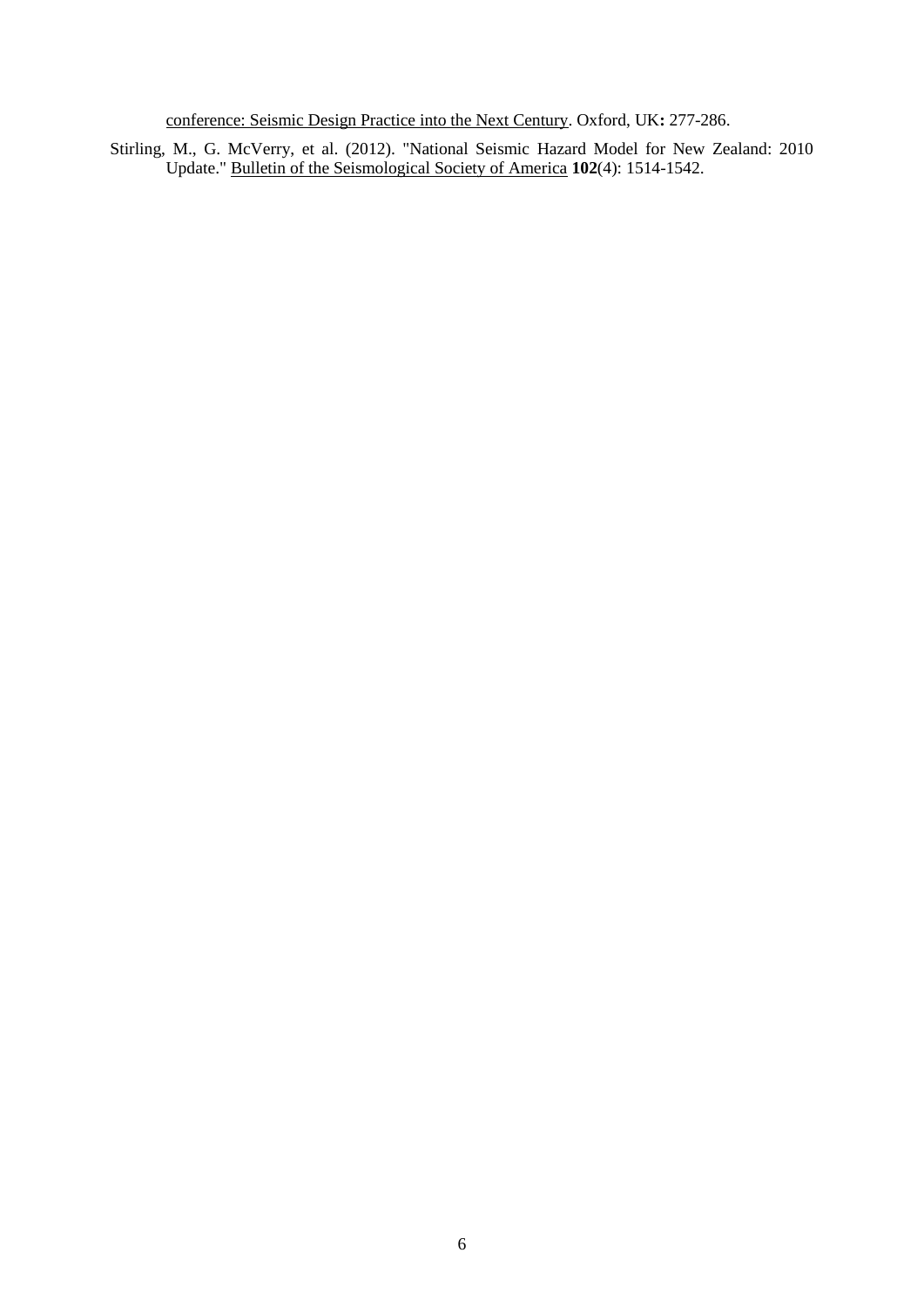conference: Seismic Design Practice into the Next Century. Oxford, UK**:** 277-286.

Stirling, M., G. McVerry, et al. (2012). "National Seismic Hazard Model for New Zealand: 2010 Update." Bulletin of the Seismological Society of America **102**(4): 1514-1542.